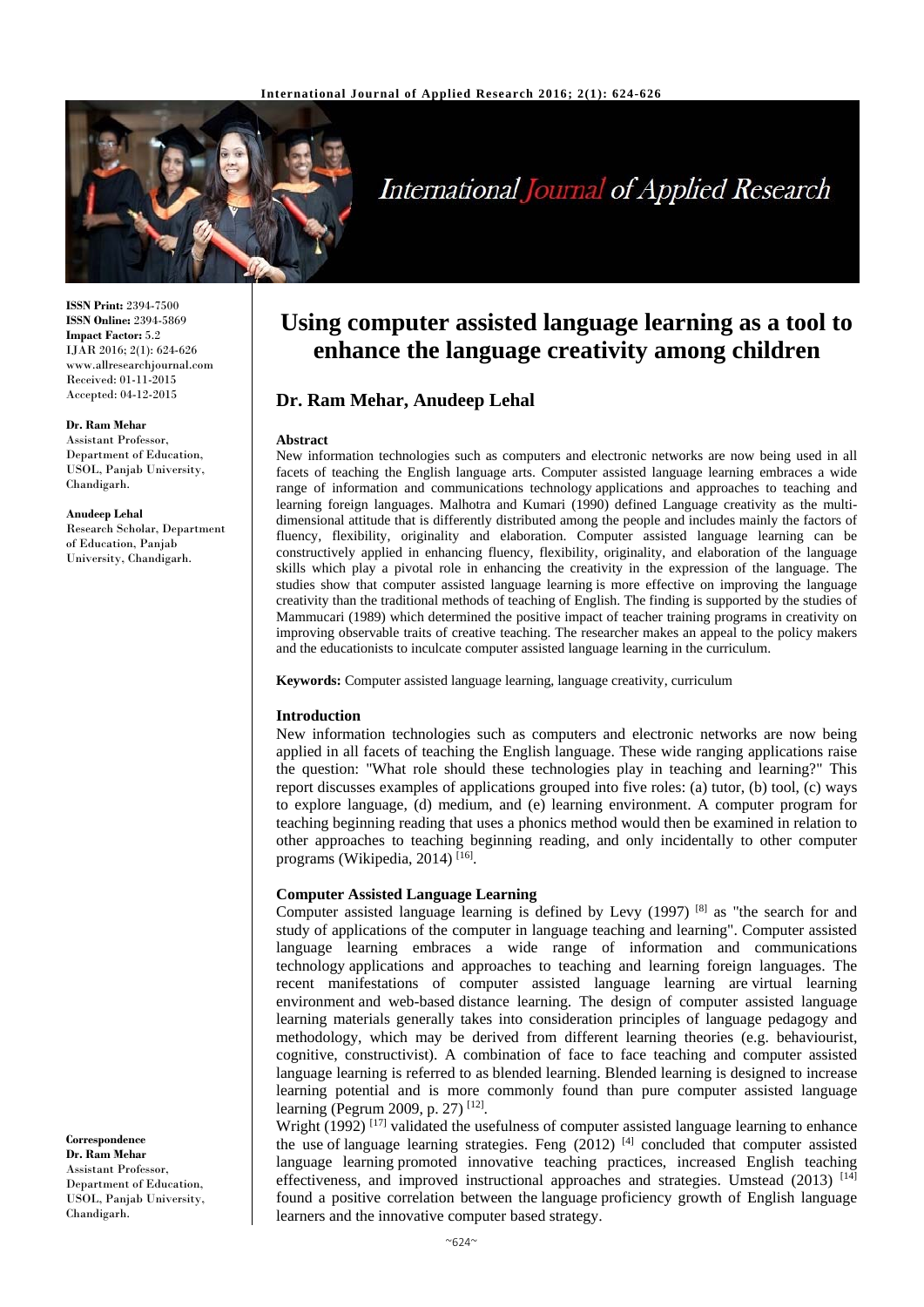**ISSN Print:** 2394-7500
**ISSN Online:** 2394-5869
**Impact Factor:** 5.2
IJAR 2016; 2(1): 624-626
www.allresearchjournal.com
Received: 01-11-2015
Accepted: 04-12-2015

**Dr. Ram Mehar**
Assistant Professor, Department of Education, USOL, Panjab University, Chandigarh.

**Anudeep Lehal**
Research Scholar, Department of Education, Panjab University, Chandigarh.

**Correspondence**
**Dr. Ram Mehar**
Assistant Professor, Department of Education, USOL, Panjab University, Chandigarh.

# Using computer assisted language learning as a tool to enhance the language creativity among children

## Dr. Ram Mehar, Anudeep Lehal

### Abstract

New information technologies such as computers and electronic networks are now being used in all facets of teaching the English language arts. Computer assisted language learning embraces a wide range of information and communications technology applications and approaches to teaching and learning foreign languages. Malhotra and Kumari (1990) defined Language creativity as the multi-dimensional attitude that is differently distributed among the people and includes mainly the factors of fluency, flexibility, originality and elaboration. Computer assisted language learning can be constructively applied in enhancing fluency, flexibility, originality, and elaboration of the language skills which play a pivotal role in enhancing the creativity in the expression of the language. The studies show that computer assisted language learning is more effective on improving the language creativity than the traditional methods of teaching of English. The finding is supported by the studies of Mammucari (1989) which determined the positive impact of teacher training programs in creativity on improving observable traits of creative teaching. The researcher makes an appeal to the policy makers and the educationists to inculcate computer assisted language learning in the curriculum.

**Keywords:** Computer assisted language learning, language creativity, curriculum

### Introduction

New information technologies such as computers and electronic networks are now being applied in all facets of teaching the English language. These wide ranging applications raise the question: "What role should these technologies play in teaching and learning?" This report discusses examples of applications grouped into five roles: (a) tutor, (b) tool, (c) ways to explore language, (d) medium, and (e) learning environment. A computer program for teaching beginning reading that uses a phonics method would then be examined in relation to other approaches to teaching beginning reading, and only incidentally to other computer programs (Wikipedia, 2014) [16].

### Computer Assisted Language Learning

Computer assisted language learning is defined by Levy (1997) [8] as "the search for and study of applications of the computer in language teaching and learning". Computer assisted language learning embraces a wide range of information and communications technology applications and approaches to teaching and learning foreign languages. The recent manifestations of computer assisted language learning are virtual learning environment and web-based distance learning. The design of computer assisted language learning materials generally takes into consideration principles of language pedagogy and methodology, which may be derived from different learning theories (e.g. behaviourist, cognitive, constructivist). A combination of face to face teaching and computer assisted language learning is referred to as blended learning. Blended learning is designed to increase learning potential and is more commonly found than pure computer assisted language learning (Pegrum 2009, p. 27) [12].

Wright (1992) [17] validated the usefulness of computer assisted language learning to enhance the use of language learning strategies. Feng (2012) [4] concluded that computer assisted language learning promoted innovative teaching practices, increased English teaching effectiveness, and improved instructional approaches and strategies. Umstead (2013) [14] found a positive correlation between the language proficiency growth of English language learners and the innovative computer based strategy.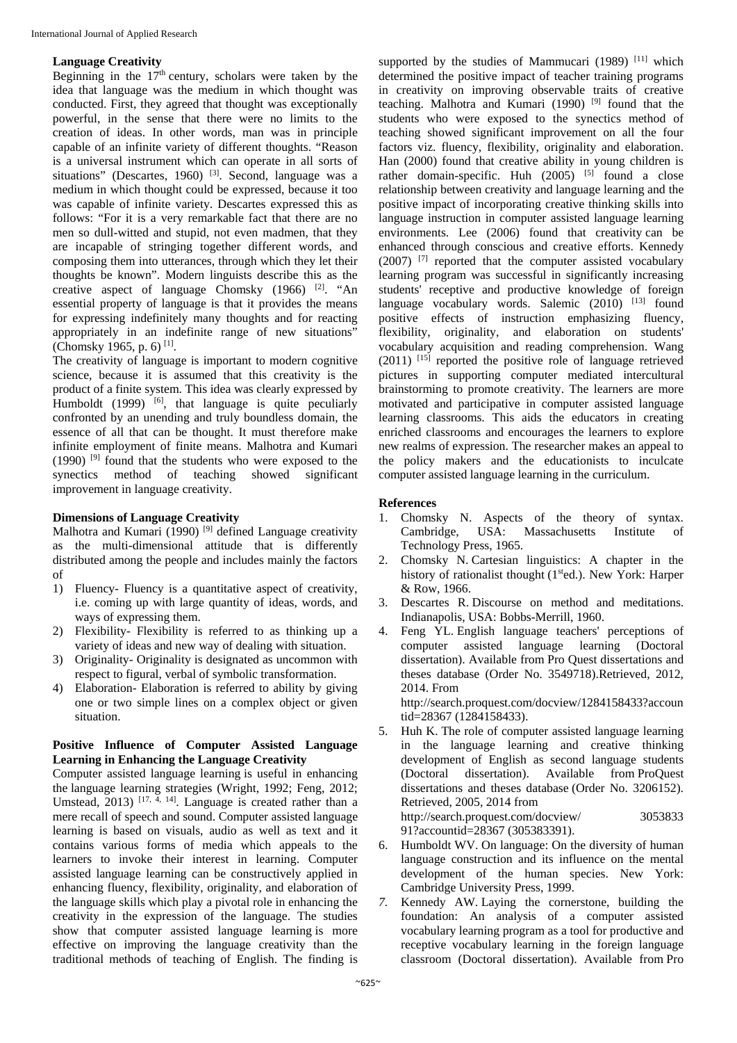### Language Creativity

Beginning in the $17^{th}$ century, scholars were taken by the idea that language was the medium in which thought was conducted. First, they agreed that thought was exceptionally powerful, in the sense that there were no limits to the creation of ideas. In other words, man was in principle capable of an infinite variety of different thoughts. "Reason is a universal instrument which can operate in all sorts of situations" (Descartes, 1960) [3]. Second, language was a medium in which thought could be expressed, because it too was capable of infinite variety. Descartes expressed this as follows: "For it is a very remarkable fact that there are no men so dull-witted and stupid, not even madmen, that they are incapable of stringing together different words, and composing them into utterances, through which they let their thoughts be known". Modern linguists describe this as the creative aspect of language Chomsky (1966) [2]. "An essential property of language is that it provides the means for expressing indefinitely many thoughts and for reacting appropriately in an indefinite range of new situations" (Chomsky 1965, p. 6) [1].

The creativity of language is important to modern cognitive science, because it is assumed that this creativity is the product of a finite system. This idea was clearly expressed by Humboldt (1999) [6], that language is quite peculiarly confronted by an unending and truly boundless domain, the essence of all that can be thought. It must therefore make infinite employment of finite means. Malhotra and Kumari (1990) [9] found that the students who were exposed to the synectics method of teaching showed significant improvement in language creativity.

### Dimensions of Language Creativity

Malhotra and Kumari (1990) [9] defined Language creativity as the multi-dimensional attitude that is differently distributed among the people and includes mainly the factors of

1) Fluency- Fluency is a quantitative aspect of creativity, i.e. coming up with large quantity of ideas, words, and ways of expressing them.
2) Flexibility- Flexibility is referred to as thinking up a variety of ideas and new way of dealing with situation.
3) Originality- Originality is designated as uncommon with respect to figural, verbal of symbolic transformation.
4) Elaboration- Elaboration is referred to ability by giving one or two simple lines on a complex object or given situation.

### Positive Influence of Computer Assisted Language Learning in Enhancing the Language Creativity

Computer assisted language learning is useful in enhancing the language learning strategies (Wright, 1992; Feng, 2012; Umstead, 2013) [17, 4, 14]. Language is created rather than a mere recall of speech and sound. Computer assisted language learning is based on visuals, audio as well as text and it contains various forms of media which appeals to the learners to invoke their interest in learning. Computer assisted language learning can be constructively applied in enhancing fluency, flexibility, originality, and elaboration of the language skills which play a pivotal role in enhancing the creativity in the expression of the language. The studies show that computer assisted language learning is more effective on improving the language creativity than the traditional methods of teaching of English. The finding is supported by the studies of Mammucari (1989) [11] which determined the positive impact of teacher training programs in creativity on improving observable traits of creative teaching. Malhotra and Kumari (1990) [9] found that the students who were exposed to the synectics method of teaching showed significant improvement on all the four factors viz. fluency, flexibility, originality and elaboration. Han (2000) found that creative ability in young children is rather domain-specific. Huh (2005) [5] found a close relationship between creativity and language learning and the positive impact of incorporating creative thinking skills into language instruction in computer assisted language learning environments. Lee (2006) found that creativity can be enhanced through conscious and creative efforts. Kennedy (2007) [7] reported that the computer assisted vocabulary learning program was successful in significantly increasing students' receptive and productive knowledge of foreign language vocabulary words. Salemic (2010) [13] found positive effects of instruction emphasizing fluency, flexibility, originality, and elaboration on students' vocabulary acquisition and reading comprehension. Wang (2011) [15] reported the positive role of language retrieved pictures in supporting computer mediated intercultural brainstorming to promote creativity. The learners are more motivated and participative in computer assisted language learning classrooms. This aids the educators in creating enriched classrooms and encourages the learners to explore new realms of expression. The researcher makes an appeal to the policy makers and the educationists to inculcate computer assisted language learning in the curriculum.

### References

1. Chomsky N. Aspects of the theory of syntax. Cambridge, USA: Massachusetts Institute of Technology Press, 1965.
2. Chomsky N. Cartesian linguistics: A chapter in the history of rationalist thought ($1^{st}$ed.). New York: Harper & Row, 1966.
3. Descartes R. Discourse on method and meditations. Indianapolis, USA: Bobbs-Merrill, 1960.
4. Feng YL. English language teachers' perceptions of computer assisted language learning (Doctoral dissertation). Available from Pro Quest dissertations and theses database (Order No. 3549718).Retrieved, 2012, 2014. From http://search.proquest.com/docview/1284158433?accountid=28367 (1284158433).
5. Huh K. The role of computer assisted language learning in the language learning and creative thinking development of English as second language students (Doctoral dissertation). Available from ProQuest dissertations and theses database (Order No. 3206152). Retrieved, 2005, 2014 from http://search.proquest.com/docview/ 3053833 91?accountid=28367 (305383391).
6. Humboldt WV. On language: On the diversity of human language construction and its influence on the mental development of the human species. New York: Cambridge University Press, 1999.
7. Kennedy AW. Laying the cornerstone, building the foundation: An analysis of a computer assisted vocabulary learning program as a tool for productive and receptive vocabulary learning in the foreign language classroom (Doctoral dissertation). Available from Pro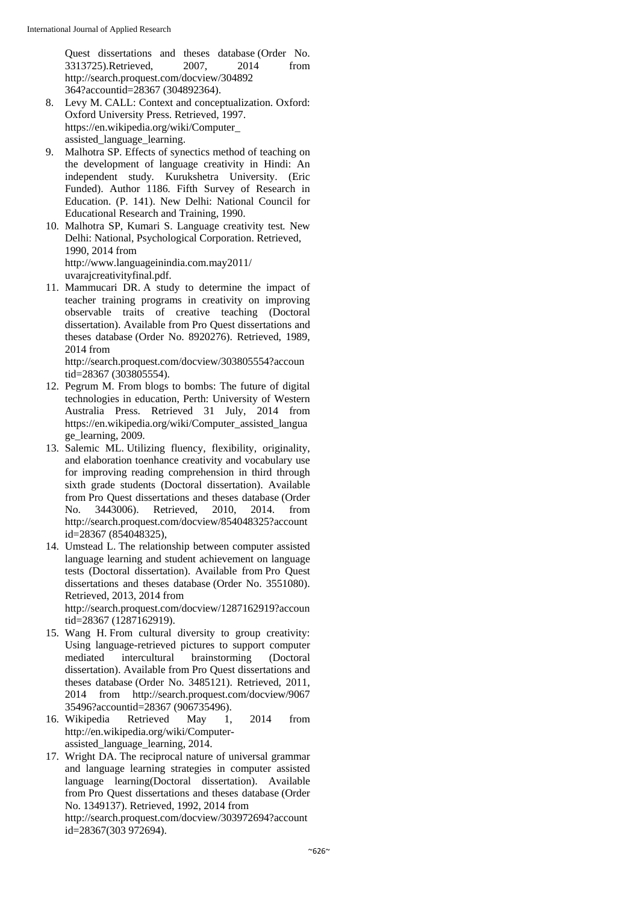Quest dissertations and theses database (Order No. 3313725).Retrieved, 2007, 2014 from http://search.proquest.com/docview/304892 364?accountid=28367 (304892364).

8. Levy M. CALL: Context and conceptualization. Oxford: Oxford University Press. Retrieved, 1997. https://en.wikipedia.org/wiki/Computer_ assisted_language_learning.
9. Malhotra SP. Effects of synectics method of teaching on the development of language creativity in Hindi: An independent study. Kurukshetra University. (Eric Funded). Author 1186. Fifth Survey of Research in Education. (P. 141). New Delhi: National Council for Educational Research and Training, 1990.
10. Malhotra SP, Kumari S. Language creativity test. New Delhi: National, Psychological Corporation. Retrieved, 1990, 2014 from http://www.languageinindia.com.may2011/ uvarajcreativityfinal.pdf.
11. Mammucari DR. A study to determine the impact of teacher training programs in creativity on improving observable traits of creative teaching (Doctoral dissertation). Available from Pro Quest dissertations and theses database (Order No. 8920276). Retrieved, 1989, 2014 from http://search.proquest.com/docview/303805554?accountid=28367 (303805554).
12. Pegrum M. From blogs to bombs: The future of digital technologies in education, Perth: University of Western Australia Press. Retrieved 31 July, 2014 from https://en.wikipedia.org/wiki/Computer_assisted_language_learning, 2009.
13. Salemic ML. Utilizing fluency, flexibility, originality, and elaboration toenhance creativity and vocabulary use for improving reading comprehension in third through sixth grade students (Doctoral dissertation). Available from Pro Quest dissertations and theses database (Order No. 3443006). Retrieved, 2010, 2014. from http://search.proquest.com/docview/854048325?accountid=28367 (854048325),
14. Umstead L. The relationship between computer assisted language learning and student achievement on language tests (Doctoral dissertation). Available from Pro Quest dissertations and theses database (Order No. 3551080). Retrieved, 2013, 2014 from http://search.proquest.com/docview/1287162919?accountid=28367 (1287162919).
15. Wang H. From cultural diversity to group creativity: Using language-retrieved pictures to support computer mediated intercultural brainstorming (Doctoral dissertation). Available from Pro Quest dissertations and theses database (Order No. 3485121). Retrieved, 2011, 2014 from http://search.proquest.com/docview/906735496?accountid=28367 (906735496).
16. Wikipedia Retrieved May 1, 2014 from http://en.wikipedia.org/wiki/Computer-assisted_language_learning, 2014.
17. Wright DA. The reciprocal nature of universal grammar and language learning strategies in computer assisted language learning(Doctoral dissertation). Available from Pro Quest dissertations and theses database (Order No. 1349137). Retrieved, 1992, 2014 from http://search.proquest.com/docview/303972694?accountid=28367(303 972694).